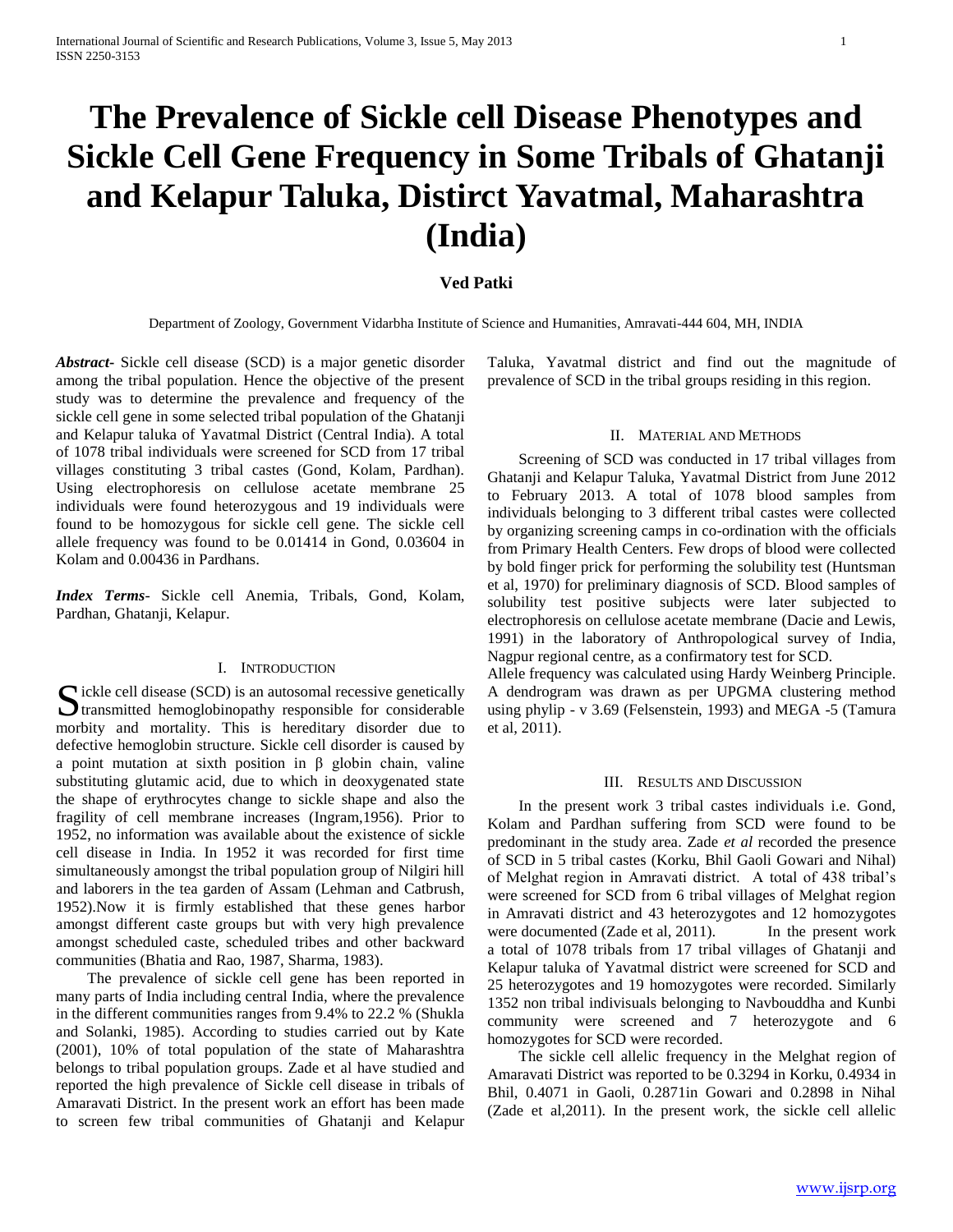# The Prevalence of Sickle cell Disease Phenotypes and Sickle Cell Gene Frequency in Some Tribals of Ghatanji and Kelapur Taluka, Distirct Yavatmal, Maharashtra (India)

**Ved Patki**

Department of Zoology, Government Vidarbha Institute of Science and Humanities, Amravati-444 604, MH, INDIA

***Abstract-*** Sickle cell disease (SCD) is a major genetic disorder among the tribal population. Hence the objective of the present study was to determine the prevalence and frequency of the sickle cell gene in some selected tribal population of the Ghatanji and Kelapur taluka of Yavatmal District (Central India). A total of 1078 tribal individuals were screened for SCD from 17 tribal villages constituting 3 tribal castes (Gond, Kolam, Pardhan). Using electrophoresis on cellulose acetate membrane 25 individuals were found heterozygous and 19 individuals were found to be homozygous for sickle cell gene. The sickle cell allele frequency was found to be 0.01414 in Gond, 0.03604 in Kolam and 0.00436 in Pardhans.

***Index Terms*-** Sickle cell Anemia, Tribals, Gond, Kolam, Pardhan, Ghatanji, Kelapur.

## I. Introduction

Sickle cell disease (SCD) is an autosomal recessive genetically transmitted hemoglobinopathy responsible for considerable morbidity and mortality. This is hereditary disorder due to defective hemoglobin structure. Sickle cell disorder is caused by a point mutation at sixth position in β globin chain, valine substituting glutamic acid, due to which in deoxygenated state the shape of erythrocytes change to sickle shape and also the fragility of cell membrane increases (Ingram,1956). Prior to 1952, no information was available about the existence of sickle cell disease in India. In 1952 it was recorded for first time simultaneously amongst the tribal population group of Nilgiri hill and laborers in the tea garden of Assam (Lehman and Catbrush, 1952).Now it is firmly established that these genes harbor amongst different caste groups but with very high prevalence amongst scheduled caste, scheduled tribes and other backward communities (Bhatia and Rao, 1987, Sharma, 1983).

The prevalence of sickle cell gene has been reported in many parts of India including central India, where the prevalence in the different communities ranges from 9.4% to 22.2 % (Shukla and Solanki, 1985). According to studies carried out by Kate (2001), 10% of total population of the state of Maharashtra belongs to tribal population groups. Zade et al have studied and reported the high prevalence of Sickle cell disease in tribals of Amaravati District. In the present work an effort has been made to screen few tribal communities of Ghatanji and Kelapur Taluka, Yavatmal district and find out the magnitude of prevalence of SCD in the tribal groups residing in this region.

## II. Material and Methods

Screening of SCD was conducted in 17 tribal villages from Ghatanji and Kelapur Taluka, Yavatmal District from June 2012 to February 2013. A total of 1078 blood samples from individuals belonging to 3 different tribal castes were collected by organizing screening camps in co-ordination with the officials from Primary Health Centers. Few drops of blood were collected by bold finger prick for performing the solubility test (Huntsman et al, 1970) for preliminary diagnosis of SCD. Blood samples of solubility test positive subjects were later subjected to electrophoresis on cellulose acetate membrane (Dacie and Lewis, 1991) in the laboratory of Anthropological survey of India, Nagpur regional centre, as a confirmatory test for SCD.

Allele frequency was calculated using Hardy Weinberg Principle. A dendrogram was drawn as per UPGMA clustering method using phylip - v 3.69 (Felsenstein, 1993) and MEGA -5 (Tamura et al, 2011).

## III. Results and Discussion

In the present work 3 tribal castes individuals i.e. Gond, Kolam and Pardhan suffering from SCD were found to be predominant in the study area. Zade *et al* recorded the presence of SCD in 5 tribal castes (Korku, Bhil Gaoli Gowari and Nihal) of Melghat region in Amravati district. A total of 438 tribal's were screened for SCD from 6 tribal villages of Melghat region in Amravati district and 43 heterozygotes and 12 homozygotes were documented (Zade et al, 2011). In the present work a total of 1078 tribals from 17 tribal villages of Ghatanji and Kelapur taluka of Yavatmal district were screened for SCD and 25 heterozygotes and 19 homozygotes were recorded. Similarly 1352 non tribal indivisuals belonging to Navbouddha and Kunbi community were screened and 7 heterozygote and 6 homozygotes for SCD were recorded.

The sickle cell allelic frequency in the Melghat region of Amaravati District was reported to be 0.3294 in Korku, 0.4934 in Bhil, 0.4071 in Gaoli, 0.2871in Gowari and 0.2898 in Nihal (Zade et al,2011). In the present work, the sickle cell allelic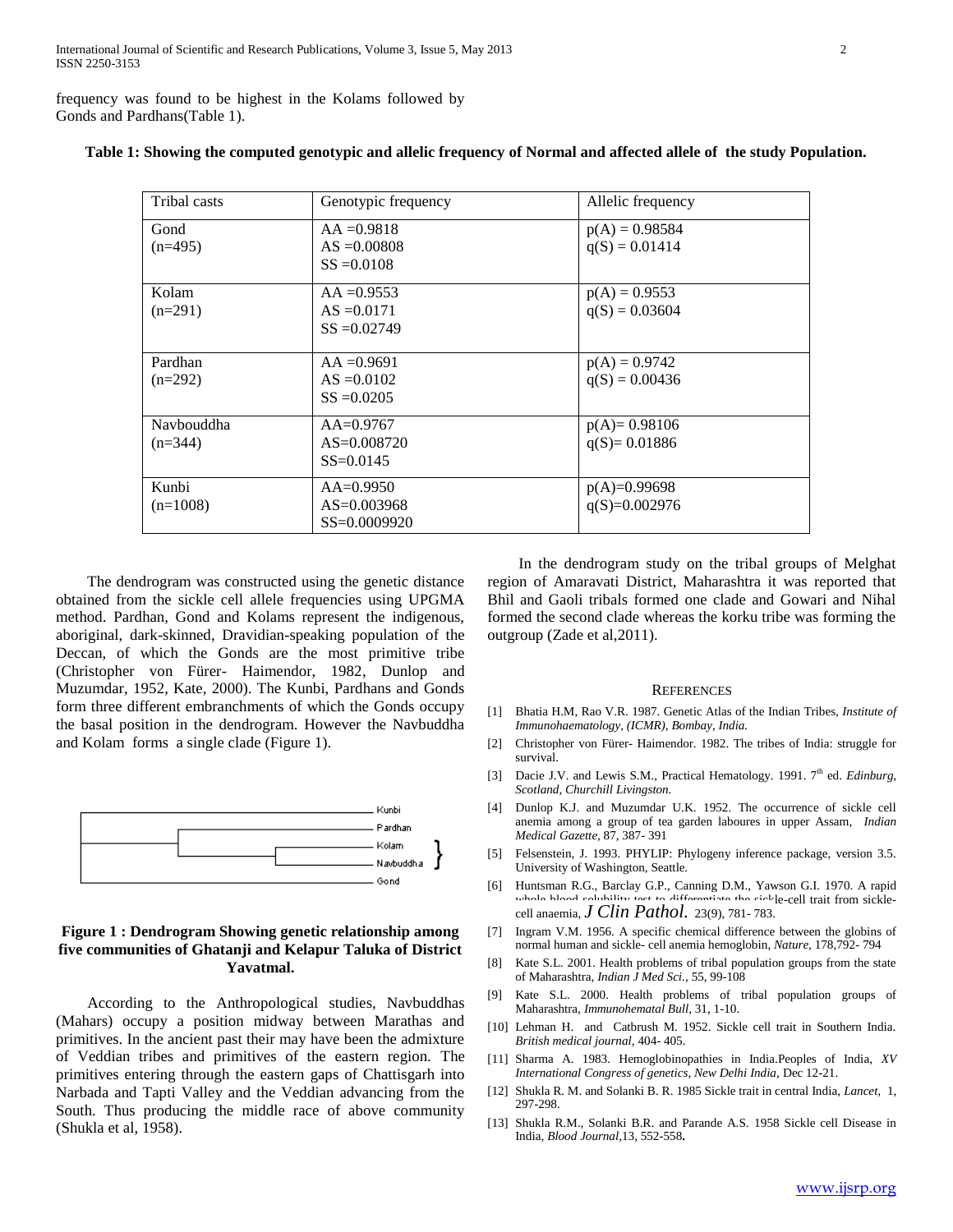frequency was found to be highest in the Kolams followed by Gonds and Pardhans(Table 1).

**Table 1: Showing the computed genotypic and allelic frequency of Normal and affected allele of the study Population.**

| Tribal casts | Genotypic frequency | Allelic frequency |
|---|---|---|
| Gond (n=495) | AA =0.9818<br>AS =0.00808<br>SS =0.0108 | p(A) = 0.98584<br>q(S) = 0.01414 |
| Kolam (n=291) | AA =0.9553<br>AS =0.0171<br>SS =0.02749 | p(A) = 0.9553<br>q(S) = 0.03604 |
| Pardhan (n=292) | AA =0.9691<br>AS =0.0102<br>SS =0.0205 | p(A) = 0.9742<br>q(S) = 0.00436 |
| Navbouddha (n=344) | AA=0.9767<br>AS=0.008720<br>SS=0.0145 | p(A)= 0.98106<br>q(S)= 0.01886 |
| Kunbi (n=1008) | AA=0.9950<br>AS=0.003968<br>SS=0.0009920 | p(A)=0.99698<br>q(S)=0.002976 |

The dendrogram was constructed using the genetic distance obtained from the sickle cell allele frequencies using UPGMA method. Pardhan, Gond and Kolams represent the indigenous, aboriginal, dark-skinned, Dravidian-speaking population of the Deccan, of which the Gonds are the most primitive tribe (Christopher von Fürer- Haimendor, 1982, Dunlop and Muzumdar, 1952, Kate, 2000). The Kunbi, Pardhans and Gonds form three different embranchments of which the Gonds occupy the basal position in the dendrogram. However the Navbuddha and Kolam forms a single clade (Figure 1).

**Figure 1 : Dendrogram Showing genetic relationship among five communities of Ghatanji and Kelapur Taluka of District Yavatmal.**

According to the Anthropological studies, Navbuddhas (Mahars) occupy a position midway between Marathas and primitives. In the ancient past their may have been the admixture of Veddian tribes and primitives of the eastern region. The primitives entering through the eastern gaps of Chattisgarh into Narbada and Tapti Valley and the Veddian advancing from the South. Thus producing the middle race of above community (Shukla et al, 1958).

In the dendrogram study on the tribal groups of Melghat region of Amaravati District, Maharashtra it was reported that Bhil and Gaoli tribals formed one clade and Gowari and Nihal formed the second clade whereas the korku tribe was forming the outgroup (Zade et al,2011).

## References

[1] Bhatia H.M, Rao V.R. 1987. Genetic Atlas of the Indian Tribes, *Institute of Immunohaematology, (ICMR), Bombay, India.*

[2] Christopher von Fürer- Haimendor. 1982. The tribes of India: struggle for survival.

[3] Dacie J.V. and Lewis S.M., Practical Hematology. 1991. 7th ed. *Edinburg, Scotland, Churchill Livingston.*

[4] Dunlop K.J. and Muzumdar U.K. 1952. The occurrence of sickle cell anemia among a group of tea garden laboures in upper Assam, *Indian Medical Gazette*, 87, 387- 391

[5] Felsenstein, J. 1993. PHYLIP: Phylogeny inference package, version 3.5. University of Washington, Seattle.

[6] Huntsman R.G., Barclay G.P., Canning D.M., Yawson G.I. 1970. A rapid whole blood solubility test to differentiate the sickle-cell trait from sickle-cell anaemia, *J Clin Pathol.* 23(9), 781- 783.

[7] Ingram V.M. 1956. A specific chemical difference between the globins of normal human and sickle- cell anemia hemoglobin, *Nature*, 178,792- 794

[8] Kate S.L. 2001. Health problems of tribal population groups from the state of Maharashtra, *Indian J Med Sci.*, 55, 99-108

[9] Kate S.L. 2000. Health problems of tribal population groups of Maharashtra, *Immunohematal Bull*, 31, 1-10.

[10] Lehman H. and Catbrush M. 1952. Sickle cell trait in Southern India. *British medical journal*, 404- 405.

[11] Sharma A. 1983. Hemoglobinopathies in India.Peoples of India, *XV International Congress of genetics, New Delhi India*, Dec 12-21.

[12] Shukla R. M. and Solanki B. R. 1985 Sickle trait in central India, *Lancet*, 1, 297-298.

[13] Shukla R.M., Solanki B.R. and Parande A.S. 1958 Sickle cell Disease in India, *Blood Journal*,13, 552-558**.**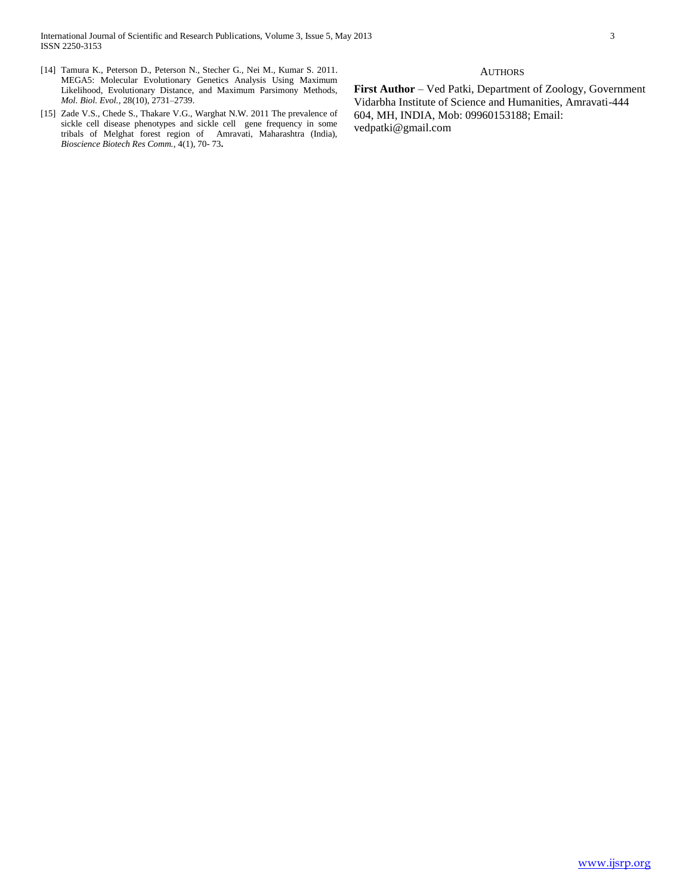[14] Tamura K., Peterson D., Peterson N., Stecher G., Nei M., Kumar S. 2011. MEGA5: Molecular Evolutionary Genetics Analysis Using Maximum Likelihood, Evolutionary Distance, and Maximum Parsimony Methods, *Mol. Biol. Evol.*, 28(10), 2731–2739.

[15] Zade V.S., Chede S., Thakare V.G., Warghat N.W. 2011 The prevalence of sickle cell disease phenotypes and sickle cell gene frequency in some tribals of Melghat forest region of Amravati, Maharashtra (India), *Bioscience Biotech Res Comm.*, 4(1), 70- 73**.**

## AUTHORS

**First Author** – Ved Patki, Department of Zoology, Government Vidarbha Institute of Science and Humanities, Amravati-444 604, MH, INDIA, Mob: 09960153188; Email: vedpatki@gmail.com